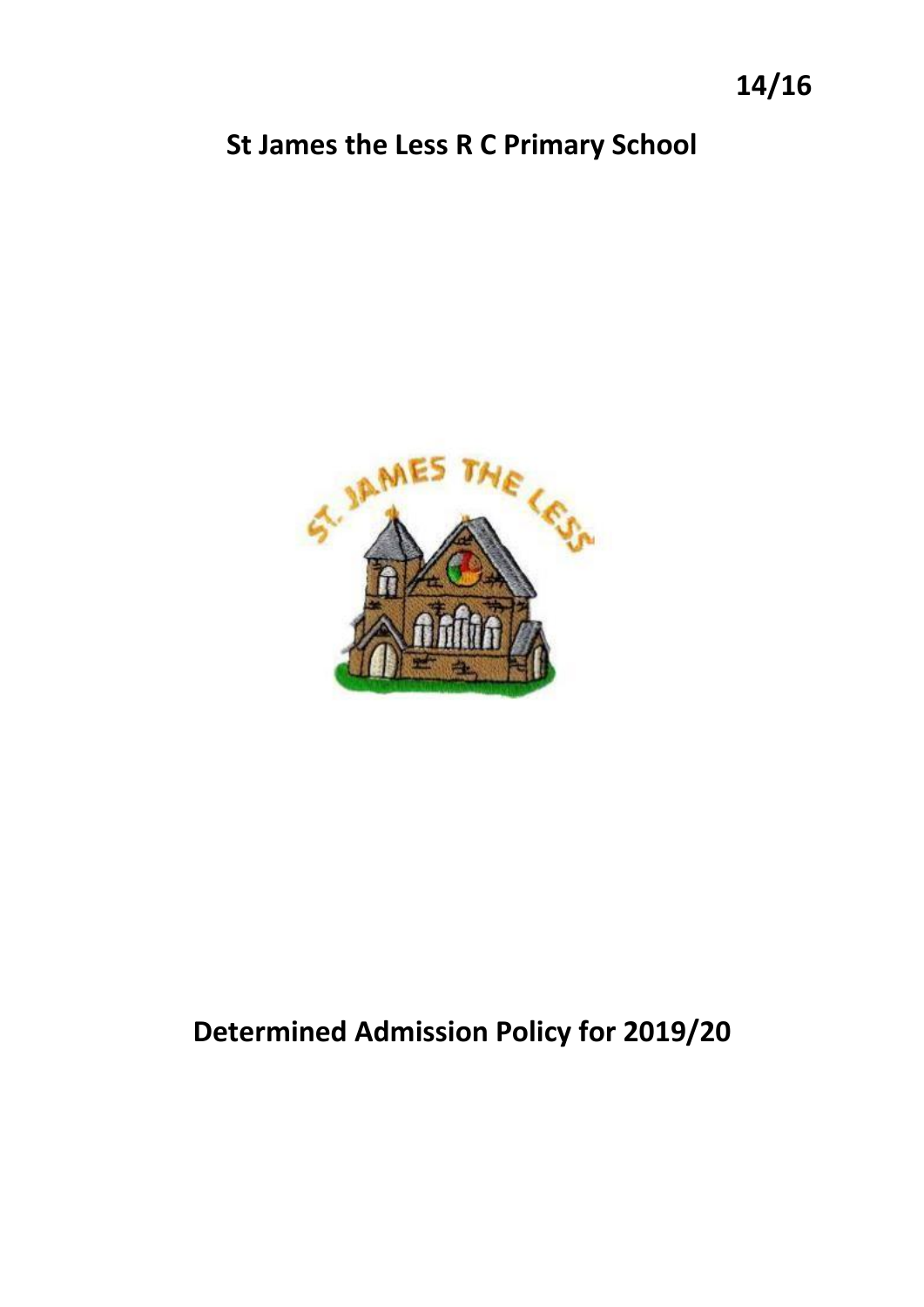14/16

# St James the Less R C Primary School

# Determined Admission Policy for 2019/20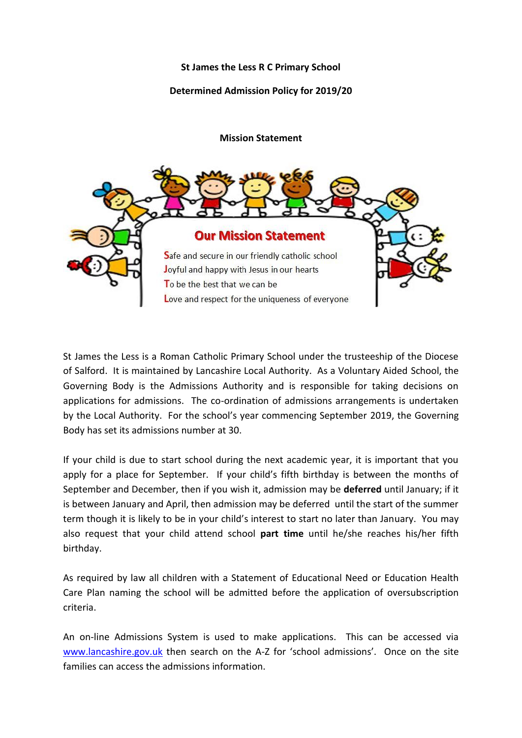**St James the Less R C Primary School**

**Determined Admission Policy for 2019/20**

**Mission Statement**

**Our Mission Statement**

**S**afe and secure in our friendly catholic school
**J**oyful and happy with Jesus in our hearts
**T**o be the best that we can be
**L**ove and respect for the uniqueness of everyone

St James the Less is a Roman Catholic Primary School under the trusteeship of the Diocese of Salford. It is maintained by Lancashire Local Authority. As a Voluntary Aided School, the Governing Body is the Admissions Authority and is responsible for taking decisions on applications for admissions. The co-ordination of admissions arrangements is undertaken by the Local Authority. For the school's year commencing September 2019, the Governing Body has set its admissions number at 30.

If your child is due to start school during the next academic year, it is important that you apply for a place for September. If your child's fifth birthday is between the months of September and December, then if you wish it, admission may be **deferred** until January; if it is between January and April, then admission may be deferred until the start of the summer term though it is likely to be in your child's interest to start no later than January. You may also request that your child attend school **part time** until he/she reaches his/her fifth birthday.

As required by law all children with a Statement of Educational Need or Education Health Care Plan naming the school will be admitted before the application of oversubscription criteria.

An on-line Admissions System is used to make applications. This can be accessed via [www.lancashire.gov.uk](http://www.lancashire.gov.uk) then search on the A-Z for 'school admissions'. Once on the site families can access the admissions information.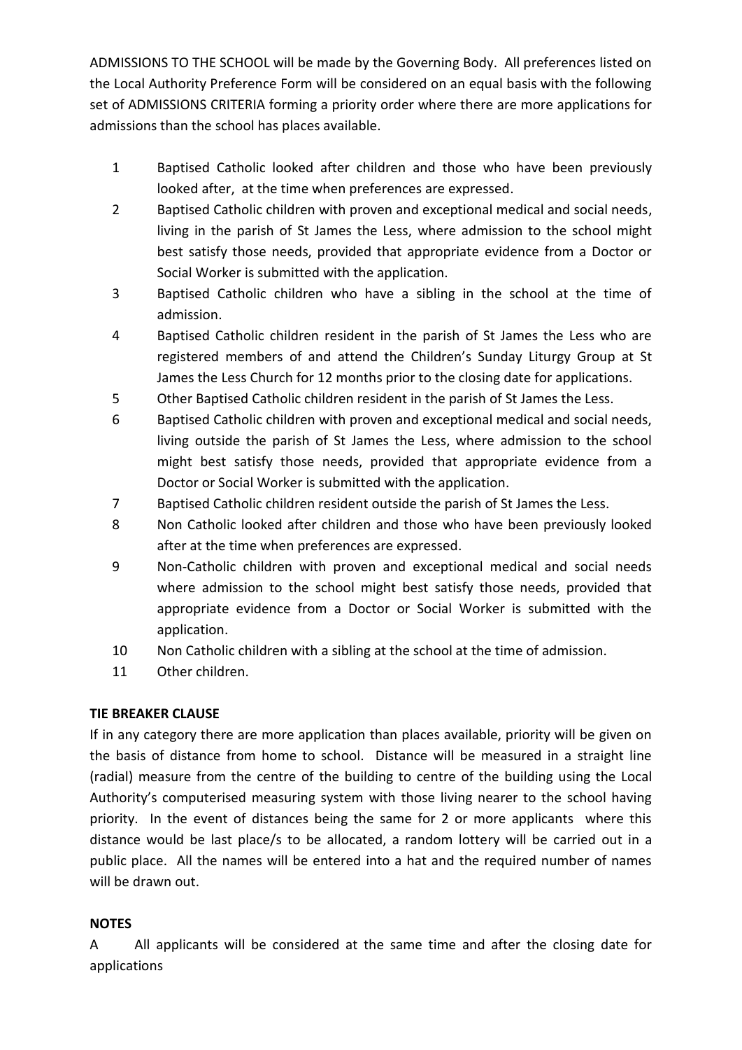ADMISSIONS TO THE SCHOOL will be made by the Governing Body. All preferences listed on the Local Authority Preference Form will be considered on an equal basis with the following set of ADMISSIONS CRITERIA forming a priority order where there are more applications for admissions than the school has places available.

1. Baptised Catholic looked after children and those who have been previously looked after, at the time when preferences are expressed.
2. Baptised Catholic children with proven and exceptional medical and social needs, living in the parish of St James the Less, where admission to the school might best satisfy those needs, provided that appropriate evidence from a Doctor or Social Worker is submitted with the application.
3. Baptised Catholic children who have a sibling in the school at the time of admission.
4. Baptised Catholic children resident in the parish of St James the Less who are registered members of and attend the Children's Sunday Liturgy Group at St James the Less Church for 12 months prior to the closing date for applications.
5. Other Baptised Catholic children resident in the parish of St James the Less.
6. Baptised Catholic children with proven and exceptional medical and social needs, living outside the parish of St James the Less, where admission to the school might best satisfy those needs, provided that appropriate evidence from a Doctor or Social Worker is submitted with the application.
7. Baptised Catholic children resident outside the parish of St James the Less.
8. Non Catholic looked after children and those who have been previously looked after at the time when preferences are expressed.
9. Non-Catholic children with proven and exceptional medical and social needs where admission to the school might best satisfy those needs, provided that appropriate evidence from a Doctor or Social Worker is submitted with the application.
10. Non Catholic children with a sibling at the school at the time of admission.
11. Other children.

**TIE BREAKER CLAUSE**

If in any category there are more application than places available, priority will be given on the basis of distance from home to school. Distance will be measured in a straight line (radial) measure from the centre of the building to centre of the building using the Local Authority's computerised measuring system with those living nearer to the school having priority. In the event of distances being the same for 2 or more applicants where this distance would be last place/s to be allocated, a random lottery will be carried out in a public place. All the names will be entered into a hat and the required number of names will be drawn out.

**NOTES**

A All applicants will be considered at the same time and after the closing date for applications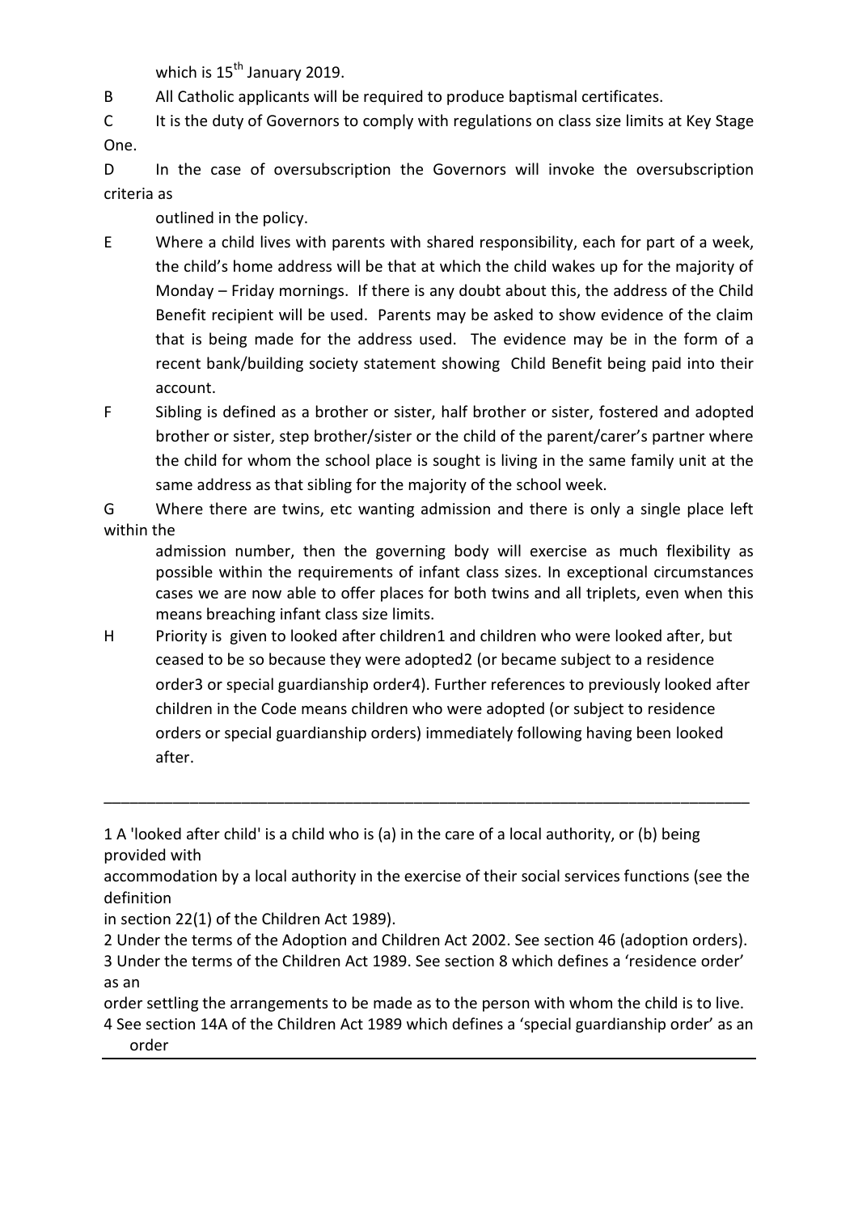which is 15th January 2019.

B All Catholic applicants will be required to produce baptismal certificates.

C It is the duty of Governors to comply with regulations on class size limits at Key Stage One.

D In the case of oversubscription the Governors will invoke the oversubscription criteria as outlined in the policy.

E Where a child lives with parents with shared responsibility, each for part of a week, the child's home address will be that at which the child wakes up for the majority of Monday – Friday mornings. If there is any doubt about this, the address of the Child Benefit recipient will be used. Parents may be asked to show evidence of the claim that is being made for the address used. The evidence may be in the form of a recent bank/building society statement showing Child Benefit being paid into their account.

F Sibling is defined as a brother or sister, half brother or sister, fostered and adopted brother or sister, step brother/sister or the child of the parent/carer's partner where the child for whom the school place is sought is living in the same family unit at the same address as that sibling for the majority of the school week.

G Where there are twins, etc wanting admission and there is only a single place left within the admission number, then the governing body will exercise as much flexibility as possible within the requirements of infant class sizes. In exceptional circumstances cases we are now able to offer places for both twins and all triplets, even when this means breaching infant class size limits.

H Priority is given to looked after children[1] and children who were looked after, but ceased to be so because they were adopted[2] (or became subject to a residence order[3] or special guardianship order[4]). Further references to previously looked after children in the Code means children who were adopted (or subject to residence orders or special guardianship orders) immediately following having been looked after.

---

1 A 'looked after child' is a child who is (a) in the care of a local authority, or (b) being provided with accommodation by a local authority in the exercise of their social services functions (see the definition in section 22(1) of the Children Act 1989).

2 Under the terms of the Adoption and Children Act 2002. See section 46 (adoption orders).

3 Under the terms of the Children Act 1989. See section 8 which defines a 'residence order' as an order settling the arrangements to be made as to the person with whom the child is to live.

4 See section 14A of the Children Act 1989 which defines a 'special guardianship order' as an order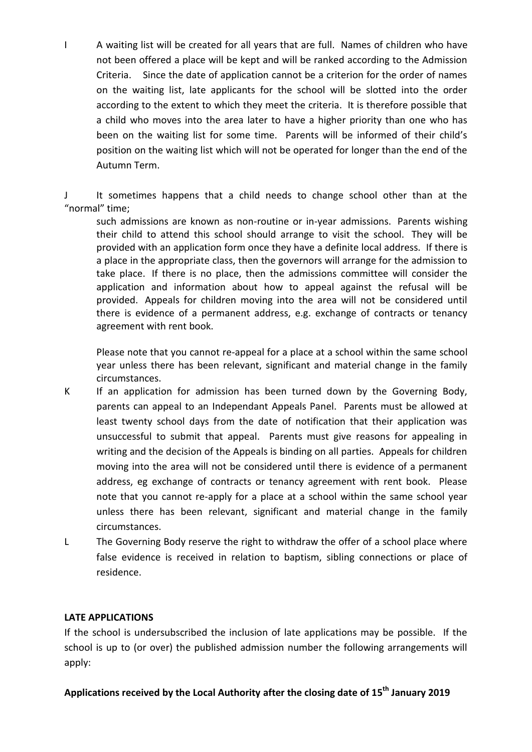I A waiting list will be created for all years that are full. Names of children who have not been offered a place will be kept and will be ranked according to the Admission Criteria. Since the date of application cannot be a criterion for the order of names on the waiting list, late applicants for the school will be slotted into the order according to the extent to which they meet the criteria. It is therefore possible that a child who moves into the area later to have a higher priority than one who has been on the waiting list for some time. Parents will be informed of their child's position on the waiting list which will not be operated for longer than the end of the Autumn Term.

J It sometimes happens that a child needs to change school other than at the "normal" time;

such admissions are known as non-routine or in-year admissions. Parents wishing their child to attend this school should arrange to visit the school. They will be provided with an application form once they have a definite local address. If there is a place in the appropriate class, then the governors will arrange for the admission to take place. If there is no place, then the admissions committee will consider the application and information about how to appeal against the refusal will be provided. Appeals for children moving into the area will not be considered until there is evidence of a permanent address, e.g. exchange of contracts or tenancy agreement with rent book.

Please note that you cannot re-appeal for a place at a school within the same school year unless there has been relevant, significant and material change in the family circumstances.

K If an application for admission has been turned down by the Governing Body, parents can appeal to an Independant Appeals Panel. Parents must be allowed at least twenty school days from the date of notification that their application was unsuccessful to submit that appeal. Parents must give reasons for appealing in writing and the decision of the Appeals is binding on all parties. Appeals for children moving into the area will not be considered until there is evidence of a permanent address, eg exchange of contracts or tenancy agreement with rent book. Please note that you cannot re-apply for a place at a school within the same school year unless there has been relevant, significant and material change in the family circumstances.

L The Governing Body reserve the right to withdraw the offer of a school place where false evidence is received in relation to baptism, sibling connections or place of residence.

**LATE APPLICATIONS**

If the school is undersubscribed the inclusion of late applications may be possible. If the school is up to (or over) the published admission number the following arrangements will apply:

**Applications received by the Local Authority after the closing date of 15th January 2019**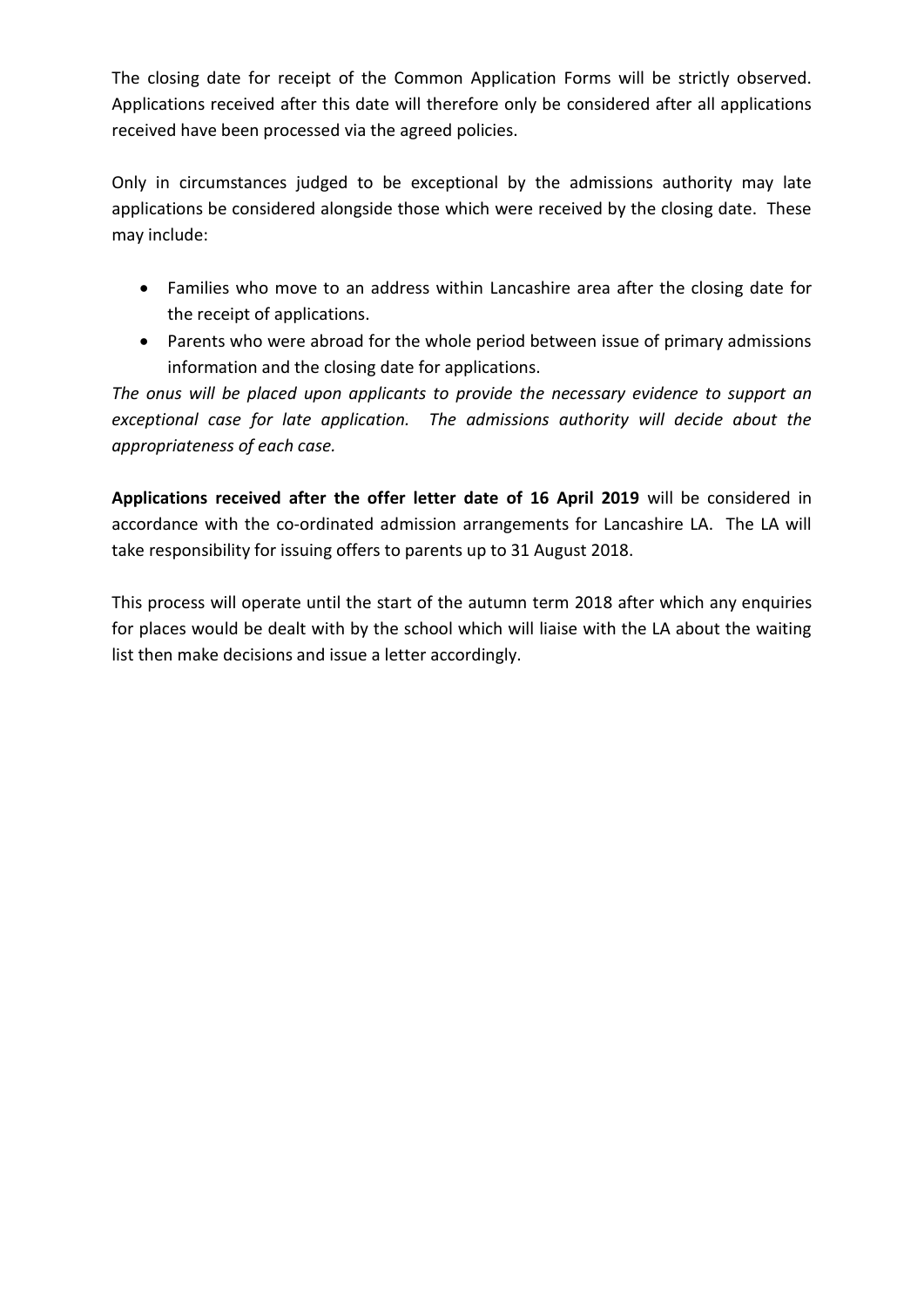The closing date for receipt of the Common Application Forms will be strictly observed. Applications received after this date will therefore only be considered after all applications received have been processed via the agreed policies.

Only in circumstances judged to be exceptional by the admissions authority may late applications be considered alongside those which were received by the closing date. These may include:

- Families who move to an address within Lancashire area after the closing date for the receipt of applications.
- Parents who were abroad for the whole period between issue of primary admissions information and the closing date for applications.

*The onus will be placed upon applicants to provide the necessary evidence to support an exceptional case for late application. The admissions authority will decide about the appropriateness of each case.*

**Applications received after the offer letter date of 16 April 2019** will be considered in accordance with the co-ordinated admission arrangements for Lancashire LA. The LA will take responsibility for issuing offers to parents up to 31 August 2018.

This process will operate until the start of the autumn term 2018 after which any enquiries for places would be dealt with by the school which will liaise with the LA about the waiting list then make decisions and issue a letter accordingly.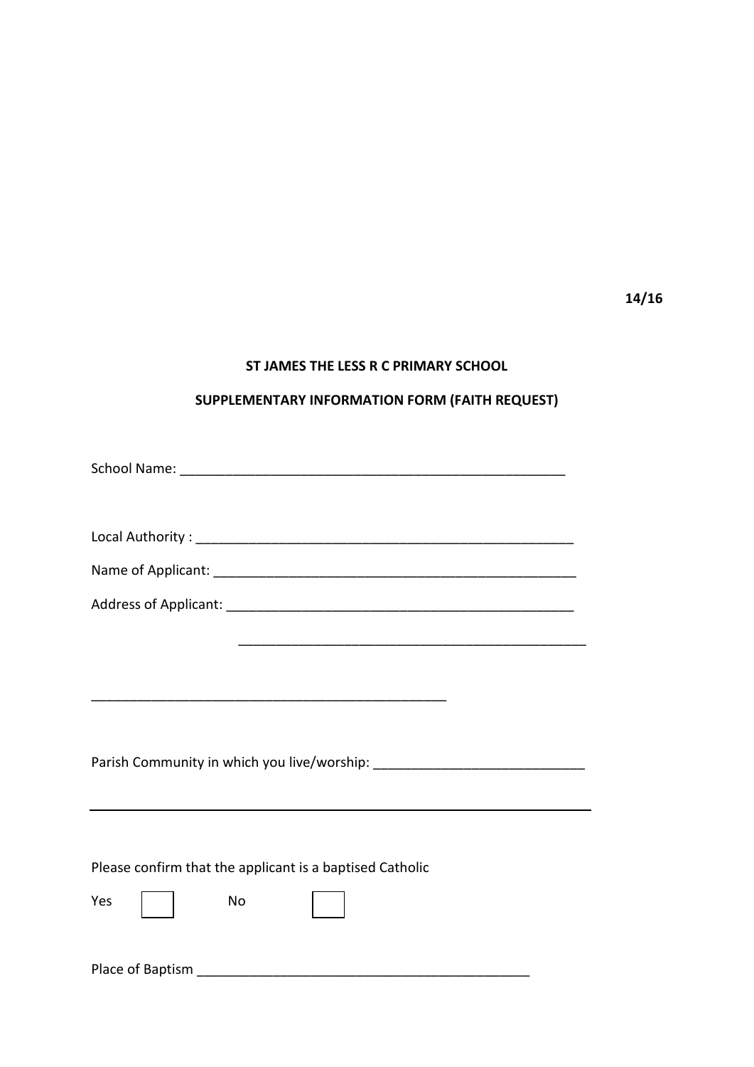14/16

**ST JAMES THE LESS R C PRIMARY SCHOOL**

**SUPPLEMENTARY INFORMATION FORM (FAITH REQUEST)**

School Name: ____________________________________________________

Local Authority : ____________________________________________________

Name of Applicant: ____________________________________________________

Address of Applicant: ________________________________________________

________________________________________________

________________________________________________

Parish Community in which you live/worship: ____________________________

---

Please confirm that the applicant is a baptised Catholic

Yes ☐ No ☐

Place of Baptism ____________________________________________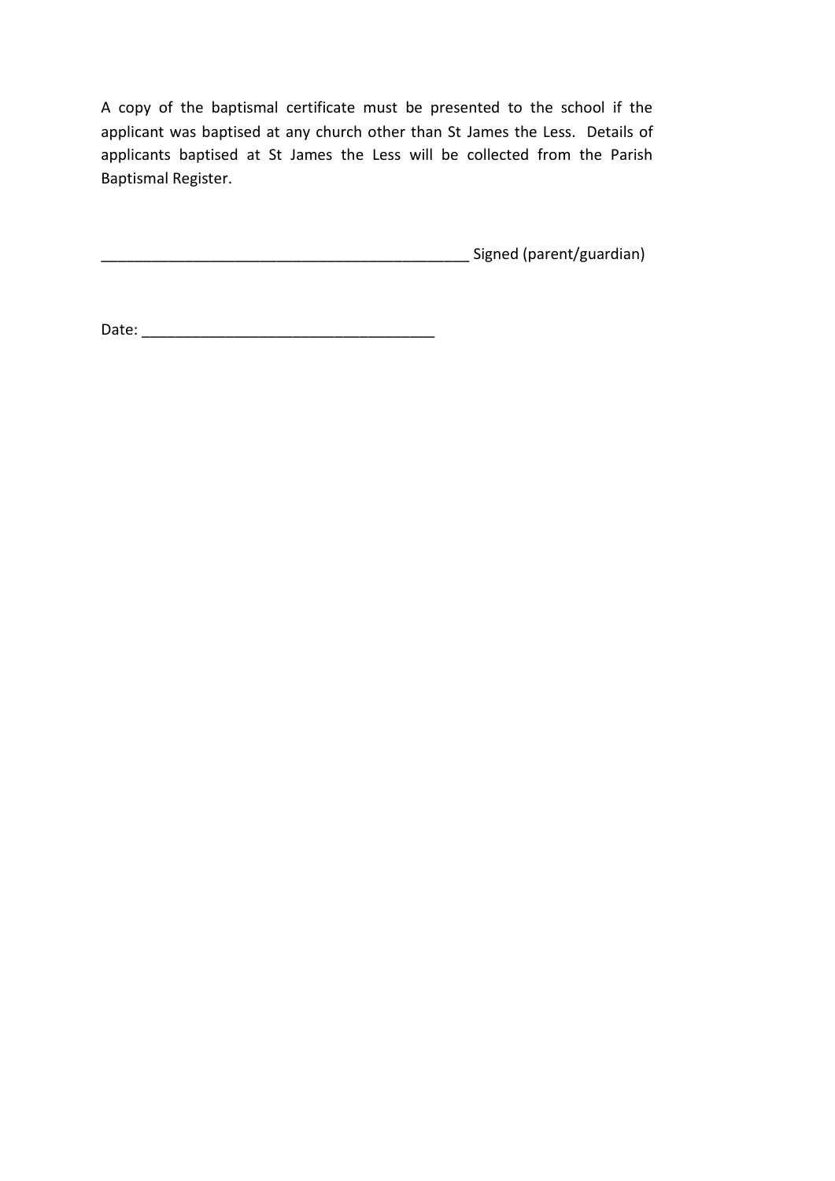A copy of the baptismal certificate must be presented to the school if the applicant was baptised at any church other than St James the Less. Details of applicants baptised at St James the Less will be collected from the Parish Baptismal Register.

_____________________________________________ Signed (parent/guardian)

Date: ___________________________________